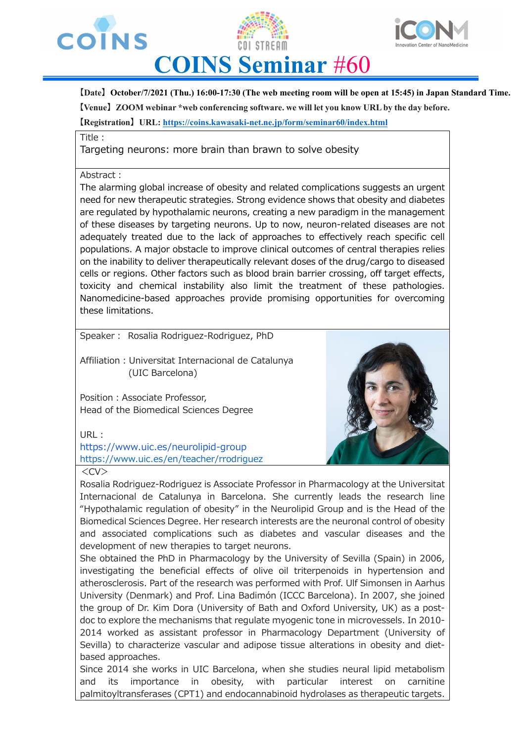# COINS Seminar #60

【Date】October/7/2021 (Thu.) 16:00-17:30 (The web meeting room will be open at 15:45) in Japan Standard Time.

【Venue】ZOOM webinar *web conferencing software. we will let you know URL by the day before.

【Registration】URL: https://coins.kawasaki-net.ne.jp/form/seminar60/index.html

Title :

Targeting neurons: more brain than brawn to solve obesity

Abstract :

The alarming global increase of obesity and related complications suggests an urgent need for new therapeutic strategies. Strong evidence shows that obesity and diabetes are regulated by hypothalamic neurons, creating a new paradigm in the management of these diseases by targeting neurons. Up to now, neuron-related diseases are not adequately treated due to the lack of approaches to effectively reach specific cell populations. A major obstacle to improve clinical outcomes of central therapies relies on the inability to deliver therapeutically relevant doses of the drug/cargo to diseased cells or regions. Other factors such as blood brain barrier crossing, off target effects, toxicity and chemical instability also limit the treatment of these pathologies. Nanomedicine-based approaches provide promising opportunities for overcoming these limitations.

Speaker : Rosalia Rodriguez-Rodriguez, PhD

Affiliation : Universitat Internacional de Catalunya (UIC Barcelona)

Position : Associate Professor,
Head of the Biomedical Sciences Degree

URL :
https://www.uic.es/neurolipid-group
https://www.uic.es/en/teacher/rrodriguez

<CV>

Rosalia Rodriguez-Rodriguez is Associate Professor in Pharmacology at the Universitat Internacional de Catalunya in Barcelona. She currently leads the research line "Hypothalamic regulation of obesity" in the Neurolipid Group and is the Head of the Biomedical Sciences Degree. Her research interests are the neuronal control of obesity and associated complications such as diabetes and vascular diseases and the development of new therapies to target neurons.

She obtained the PhD in Pharmacology by the University of Sevilla (Spain) in 2006, investigating the beneficial effects of olive oil triterpenoids in hypertension and atherosclerosis. Part of the research was performed with Prof. Ulf Simonsen in Aarhus University (Denmark) and Prof. Lina Badimón (ICCC Barcelona). In 2007, she joined the group of Dr. Kim Dora (University of Bath and Oxford University, UK) as a post-doc to explore the mechanisms that regulate myogenic tone in microvessels. In 2010-2014 worked as assistant professor in Pharmacology Department (University of Sevilla) to characterize vascular and adipose tissue alterations in obesity and diet-based approaches.

Since 2014 she works in UIC Barcelona, when she studies neural lipid metabolism and its importance in obesity, with particular interest on carnitine palmitoyltransferases (CPT1) and endocannabinoid hydrolases as therapeutic targets.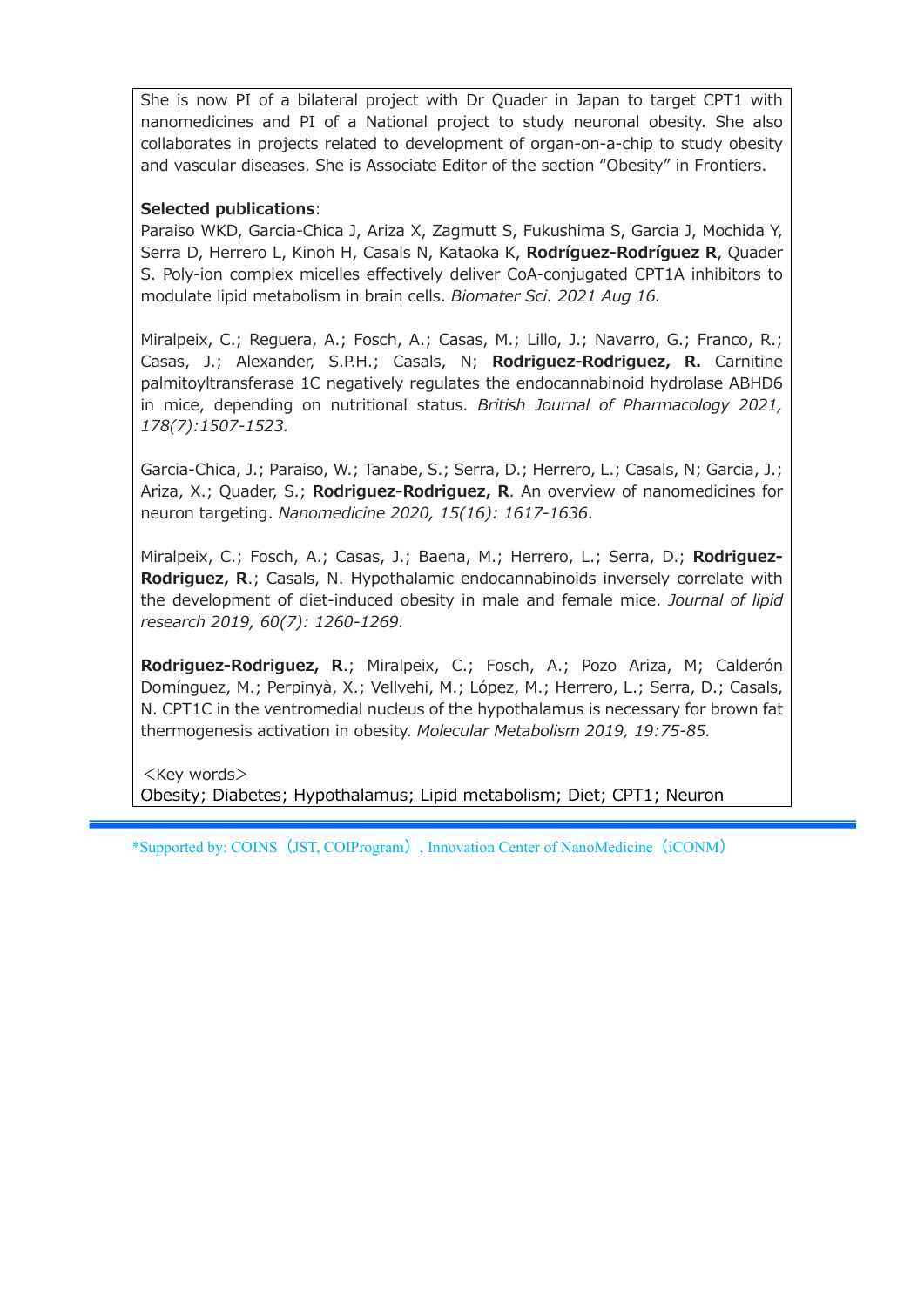She is now PI of a bilateral project with Dr Quader in Japan to target CPT1 with nanomedicines and PI of a National project to study neuronal obesity. She also collaborates in projects related to development of organ-on-a-chip to study obesity and vascular diseases. She is Associate Editor of the section "Obesity" in Frontiers.

**Selected publications**:

Paraiso WKD, Garcia-Chica J, Ariza X, Zagmutt S, Fukushima S, Garcia J, Mochida Y, Serra D, Herrero L, Kinoh H, Casals N, Kataoka K, **Rodríguez-Rodríguez R**, Quader S. Poly-ion complex micelles effectively deliver CoA-conjugated CPT1A inhibitors to modulate lipid metabolism in brain cells. *Biomater Sci. 2021 Aug 16.*

Miralpeix, C.; Reguera, A.; Fosch, A.; Casas, M.; Lillo, J.; Navarro, G.; Franco, R.; Casas, J.; Alexander, S.P.H.; Casals, N; **Rodriguez-Rodriguez, R.** Carnitine palmitoyltransferase 1C negatively regulates the endocannabinoid hydrolase ABHD6 in mice, depending on nutritional status. *British Journal of Pharmacology 2021, 178(7):1507-1523.*

Garcia-Chica, J.; Paraiso, W.; Tanabe, S.; Serra, D.; Herrero, L.; Casals, N; Garcia, J.; Ariza, X.; Quader, S.; **Rodriguez-Rodriguez, R**. An overview of nanomedicines for neuron targeting. *Nanomedicine 2020, 15(16): 1617-1636*.

Miralpeix, C.; Fosch, A.; Casas, J.; Baena, M.; Herrero, L.; Serra, D.; **Rodriguez-Rodriguez, R**.; Casals, N. Hypothalamic endocannabinoids inversely correlate with the development of diet-induced obesity in male and female mice. *Journal of lipid research 2019, 60(7): 1260-1269.*

**Rodriguez-Rodriguez, R**.; Miralpeix, C.; Fosch, A.; Pozo Ariza, M; Calderón Domínguez, M.; Perpinyà, X.; Vellvehi, M.; López, M.; Herrero, L.; Serra, D.; Casals, N. CPT1C in the ventromedial nucleus of the hypothalamus is necessary for brown fat thermogenesis activation in obesity. *Molecular Metabolism 2019, 19:75-85.*

<Key words>
Obesity; Diabetes; Hypothalamus; Lipid metabolism; Diet; CPT1; Neuron

*Supported by: COINS（JST, COIProgram）, Innovation Center of NanoMedicine（iCONM）